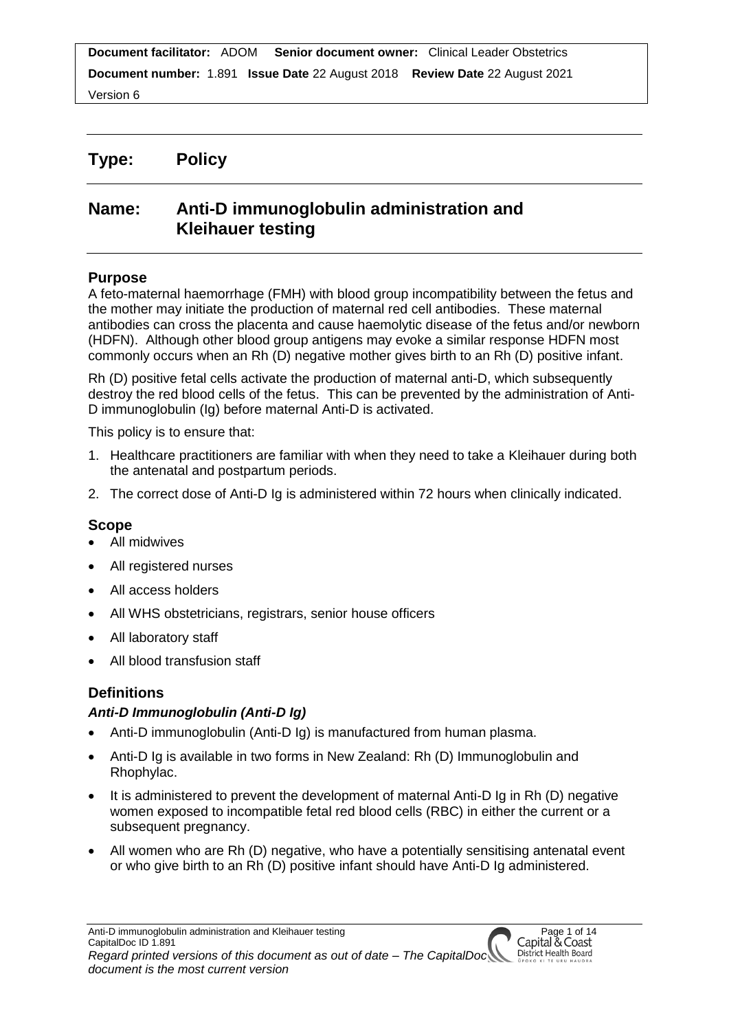**Document facilitator:** ADOM **Senior document owner:** Clinical Leader Obstetrics

**Document number:** 1.891 **Issue Date** 22 August 2018 **Review Date** 22 August 2021

Version 6

# Type: Policy

# Name: Anti-D immunoglobulin administration and Kleihauer testing

## Purpose

A feto-maternal haemorrhage (FMH) with blood group incompatibility between the fetus and the mother may initiate the production of maternal red cell antibodies. These maternal antibodies can cross the placenta and cause haemolytic disease of the fetus and/or newborn (HDFN). Although other blood group antigens may evoke a similar response HDFN most commonly occurs when an Rh (D) negative mother gives birth to an Rh (D) positive infant.

Rh (D) positive fetal cells activate the production of maternal anti-D, which subsequently destroy the red blood cells of the fetus. This can be prevented by the administration of Anti-D immunoglobulin (Ig) before maternal Anti-D is activated.

This policy is to ensure that:

1. Healthcare practitioners are familiar with when they need to take a Kleihauer during both the antenatal and postpartum periods.
2. The correct dose of Anti-D Ig is administered within 72 hours when clinically indicated.

## Scope

- All midwives
- All registered nurses
- All access holders
- All WHS obstetricians, registrars, senior house officers
- All laboratory staff
- All blood transfusion staff

## Definitions

### *Anti-D Immunoglobulin (Anti-D Ig)*

- Anti-D immunoglobulin (Anti-D Ig) is manufactured from human plasma.
- Anti-D Ig is available in two forms in New Zealand: Rh (D) Immunoglobulin and Rhophylac.
- It is administered to prevent the development of maternal Anti-D Ig in Rh (D) negative women exposed to incompatible fetal red blood cells (RBC) in either the current or a subsequent pregnancy.
- All women who are Rh (D) negative, who have a potentially sensitising antenatal event or who give birth to an Rh (D) positive infant should have Anti-D Ig administered.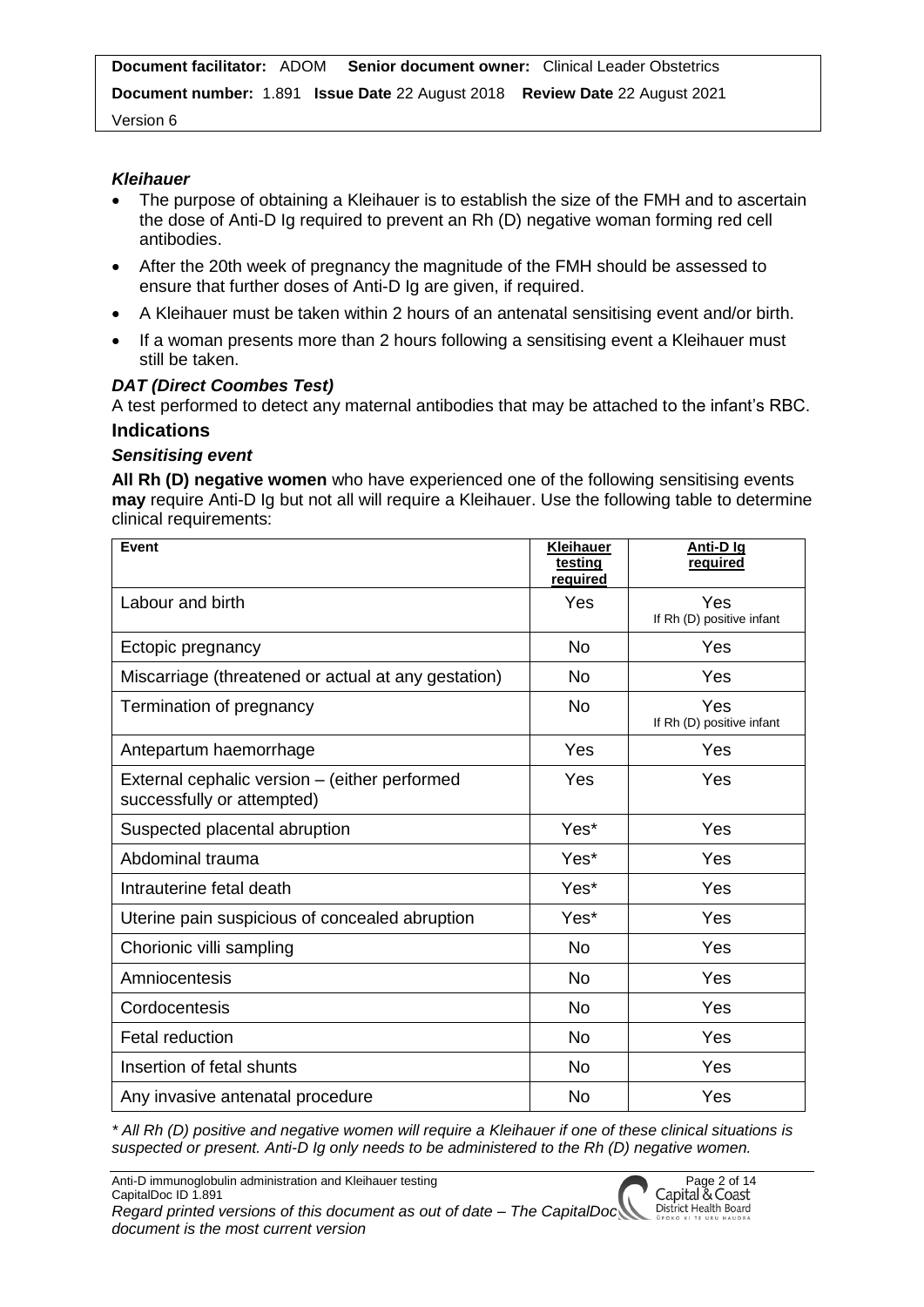### *Kleihauer*

- The purpose of obtaining a Kleihauer is to establish the size of the FMH and to ascertain the dose of Anti-D Ig required to prevent an Rh (D) negative woman forming red cell antibodies.
- After the 20th week of pregnancy the magnitude of the FMH should be assessed to ensure that further doses of Anti-D Ig are given, if required.
- A Kleihauer must be taken within 2 hours of an antenatal sensitising event and/or birth.
- If a woman presents more than 2 hours following a sensitising event a Kleihauer must still be taken.

### *DAT (Direct Coombes Test)*

A test performed to detect any maternal antibodies that may be attached to the infant's RBC.

## Indications

### *Sensitising event*

**All Rh (D) negative women** who have experienced one of the following sensitising events **may** require Anti-D Ig but not all will require a Kleihauer. Use the following table to determine clinical requirements:

| Event | Kleihauer testing required | Anti-D Ig required |
|---|---|---|
| Labour and birth | Yes | Yes<br>If Rh (D) positive infant |
| Ectopic pregnancy | No | Yes |
| Miscarriage (threatened or actual at any gestation) | No | Yes |
| Termination of pregnancy | No | Yes<br>If Rh (D) positive infant |
| Antepartum haemorrhage | Yes | Yes |
| External cephalic version – (either performed successfully or attempted) | Yes | Yes |
| Suspected placental abruption | Yes* | Yes |
| Abdominal trauma | Yes* | Yes |
| Intrauterine fetal death | Yes* | Yes |
| Uterine pain suspicious of concealed abruption | Yes* | Yes |
| Chorionic villi sampling | No | Yes |
| Amniocentesis | No | Yes |
| Cordocentesis | No | Yes |
| Fetal reduction | No | Yes |
| Insertion of fetal shunts | No | Yes |
| Any invasive antenatal procedure | No | Yes |

*\* All Rh (D) positive and negative women will require a Kleihauer if one of these clinical situations is suspected or present. Anti-D Ig only needs to be administered to the Rh (D) negative women.*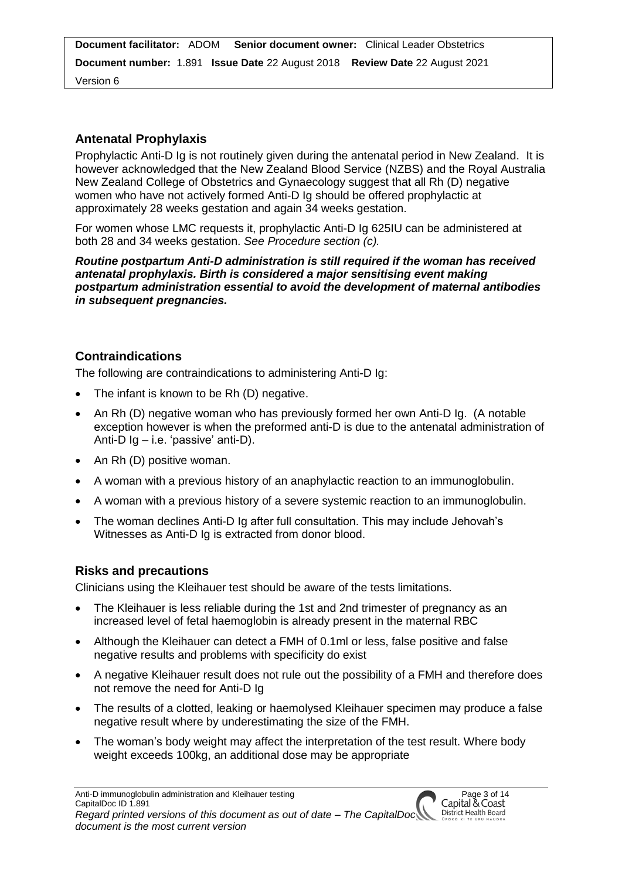## Antenatal Prophylaxis

Prophylactic Anti-D Ig is not routinely given during the antenatal period in New Zealand. It is however acknowledged that the New Zealand Blood Service (NZBS) and the Royal Australia New Zealand College of Obstetrics and Gynaecology suggest that all Rh (D) negative women who have not actively formed Anti-D Ig should be offered prophylactic at approximately 28 weeks gestation and again 34 weeks gestation.

For women whose LMC requests it, prophylactic Anti-D Ig 625IU can be administered at both 28 and 34 weeks gestation. *See Procedure section (c).*

***Routine postpartum Anti-D administration is still required if the woman has received antenatal prophylaxis. Birth is considered a major sensitising event making postpartum administration essential to avoid the development of maternal antibodies in subsequent pregnancies.***

## Contraindications

The following are contraindications to administering Anti-D Ig:

- The infant is known to be Rh (D) negative.
- An Rh (D) negative woman who has previously formed her own Anti-D Ig. (A notable exception however is when the preformed anti-D is due to the antenatal administration of Anti-D Ig – i.e. 'passive' anti-D).
- An Rh (D) positive woman.
- A woman with a previous history of an anaphylactic reaction to an immunoglobulin.
- A woman with a previous history of a severe systemic reaction to an immunoglobulin.
- The woman declines Anti-D Ig after full consultation. This may include Jehovah's Witnesses as Anti-D Ig is extracted from donor blood.

## Risks and precautions

Clinicians using the Kleihauer test should be aware of the tests limitations.

- The Kleihauer is less reliable during the 1st and 2nd trimester of pregnancy as an increased level of fetal haemoglobin is already present in the maternal RBC
- Although the Kleihauer can detect a FMH of 0.1ml or less, false positive and false negative results and problems with specificity do exist
- A negative Kleihauer result does not rule out the possibility of a FMH and therefore does not remove the need for Anti-D Ig
- The results of a clotted, leaking or haemolysed Kleihauer specimen may produce a false negative result where by underestimating the size of the FMH.
- The woman's body weight may affect the interpretation of the test result. Where body weight exceeds 100kg, an additional dose may be appropriate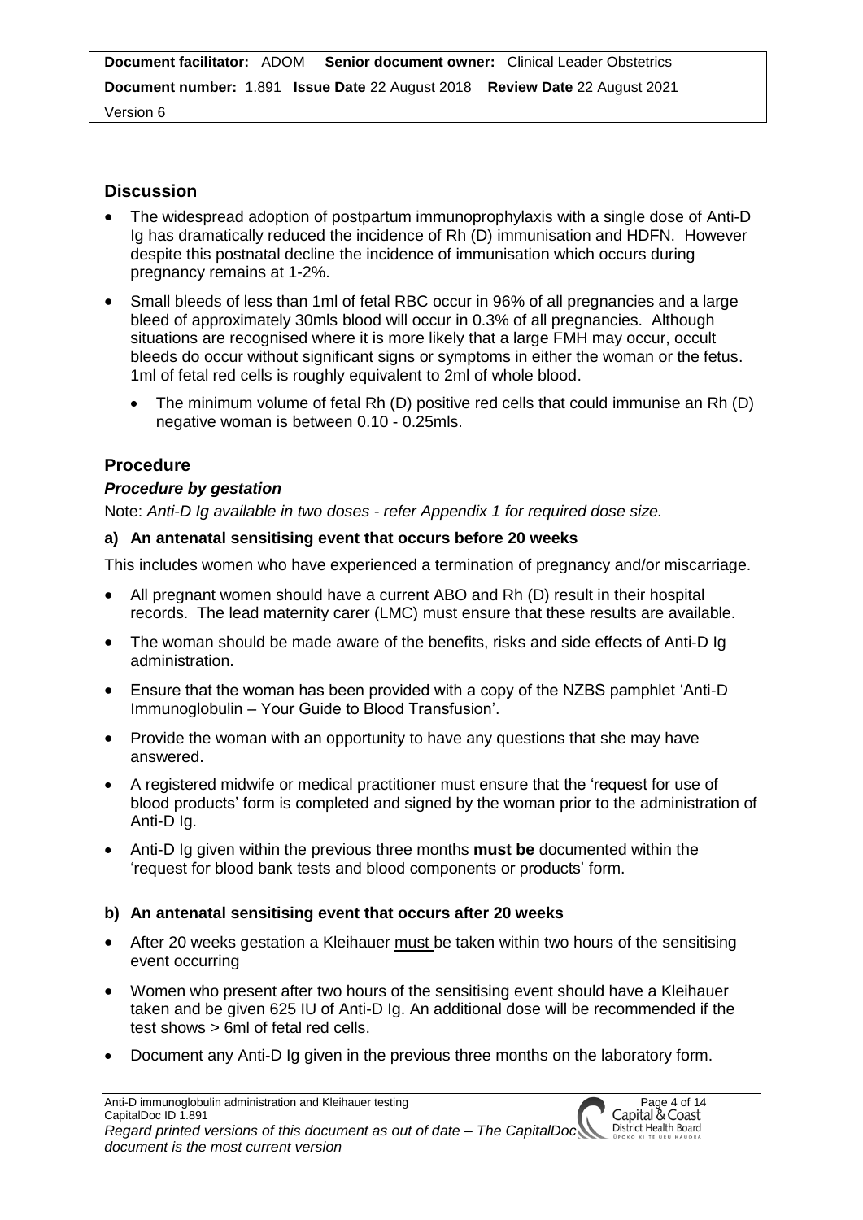## Discussion

- The widespread adoption of postpartum immunoprophylaxis with a single dose of Anti-D Ig has dramatically reduced the incidence of Rh (D) immunisation and HDFN. However despite this postnatal decline the incidence of immunisation which occurs during pregnancy remains at 1-2%.
- Small bleeds of less than 1ml of fetal RBC occur in 96% of all pregnancies and a large bleed of approximately 30mls blood will occur in 0.3% of all pregnancies. Although situations are recognised where it is more likely that a large FMH may occur, occult bleeds do occur without significant signs or symptoms in either the woman or the fetus. 1ml of fetal red cells is roughly equivalent to 2ml of whole blood.
  - The minimum volume of fetal Rh (D) positive red cells that could immunise an Rh (D) negative woman is between 0.10 - 0.25mls.

## Procedure

### *Procedure by gestation*

Note: *Anti-D Ig available in two doses - refer Appendix 1 for required dose size.*

#### a) An antenatal sensitising event that occurs before 20 weeks

This includes women who have experienced a termination of pregnancy and/or miscarriage.

- All pregnant women should have a current ABO and Rh (D) result in their hospital records. The lead maternity carer (LMC) must ensure that these results are available.
- The woman should be made aware of the benefits, risks and side effects of Anti-D Ig administration.
- Ensure that the woman has been provided with a copy of the NZBS pamphlet 'Anti-D Immunoglobulin – Your Guide to Blood Transfusion'.
- Provide the woman with an opportunity to have any questions that she may have answered.
- A registered midwife or medical practitioner must ensure that the 'request for use of blood products' form is completed and signed by the woman prior to the administration of Anti-D Ig.
- Anti-D Ig given within the previous three months **must be** documented within the 'request for blood bank tests and blood components or products' form.

#### b) An antenatal sensitising event that occurs after 20 weeks

- After 20 weeks gestation a Kleihauer must be taken within two hours of the sensitising event occurring
- Women who present after two hours of the sensitising event should have a Kleihauer taken and be given 625 IU of Anti-D Ig. An additional dose will be recommended if the test shows > 6ml of fetal red cells.
- Document any Anti-D Ig given in the previous three months on the laboratory form.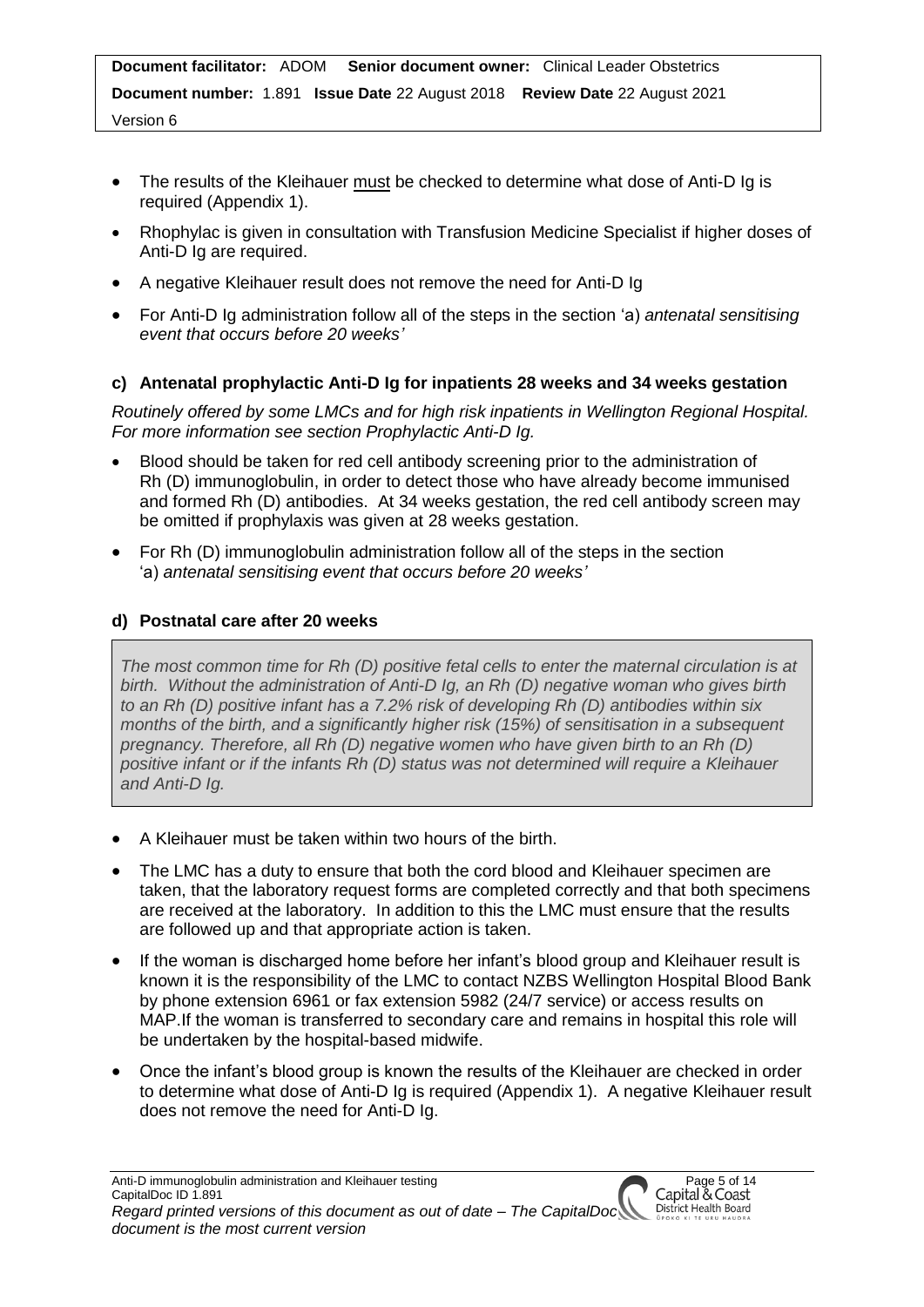- The results of the Kleihauer must be checked to determine what dose of Anti-D Ig is required (Appendix 1).
- Rhophylac is given in consultation with Transfusion Medicine Specialist if higher doses of Anti-D Ig are required.
- A negative Kleihauer result does not remove the need for Anti-D Ig
- For Anti-D Ig administration follow all of the steps in the section 'a) *antenatal sensitising event that occurs before 20 weeks'*

### c) Antenatal prophylactic Anti-D Ig for inpatients 28 weeks and 34 weeks gestation

*Routinely offered by some LMCs and for high risk inpatients in Wellington Regional Hospital. For more information see section Prophylactic Anti-D Ig.*

- Blood should be taken for red cell antibody screening prior to the administration of Rh (D) immunoglobulin, in order to detect those who have already become immunised and formed Rh (D) antibodies. At 34 weeks gestation, the red cell antibody screen may be omitted if prophylaxis was given at 28 weeks gestation.
- For Rh (D) immunoglobulin administration follow all of the steps in the section 'a) *antenatal sensitising event that occurs before 20 weeks'*

### d) Postnatal care after 20 weeks

*The most common time for Rh (D) positive fetal cells to enter the maternal circulation is at birth. Without the administration of Anti-D Ig, an Rh (D) negative woman who gives birth to an Rh (D) positive infant has a 7.2% risk of developing Rh (D) antibodies within six months of the birth, and a significantly higher risk (15%) of sensitisation in a subsequent pregnancy. Therefore, all Rh (D) negative women who have given birth to an Rh (D) positive infant or if the infants Rh (D) status was not determined will require a Kleihauer and Anti-D Ig.*

- A Kleihauer must be taken within two hours of the birth.
- The LMC has a duty to ensure that both the cord blood and Kleihauer specimen are taken, that the laboratory request forms are completed correctly and that both specimens are received at the laboratory. In addition to this the LMC must ensure that the results are followed up and that appropriate action is taken.
- If the woman is discharged home before her infant's blood group and Kleihauer result is known it is the responsibility of the LMC to contact NZBS Wellington Hospital Blood Bank by phone extension 6961 or fax extension 5982 (24/7 service) or access results on MAP.If the woman is transferred to secondary care and remains in hospital this role will be undertaken by the hospital-based midwife.
- Once the infant's blood group is known the results of the Kleihauer are checked in order to determine what dose of Anti-D Ig is required (Appendix 1). A negative Kleihauer result does not remove the need for Anti-D Ig.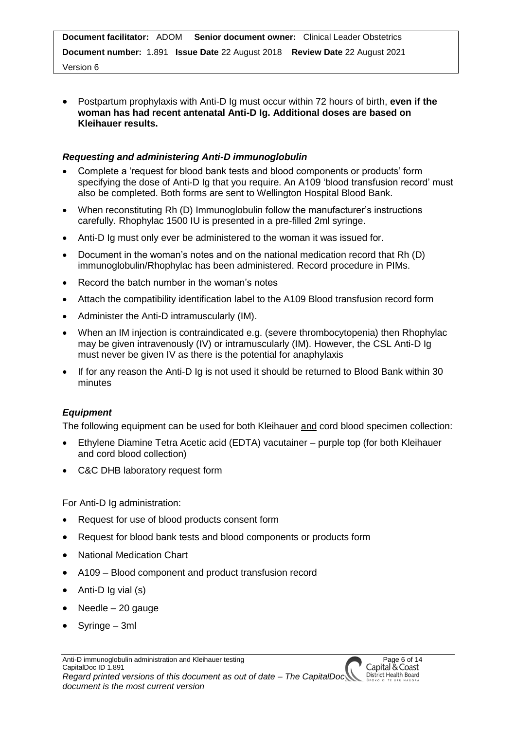- Postpartum prophylaxis with Anti-D Ig must occur within 72 hours of birth, **even if the woman has had recent antenatal Anti-D Ig. Additional doses are based on Kleihauer results.**

### *Requesting and administering Anti-D immunoglobulin*

- Complete a 'request for blood bank tests and blood components or products' form specifying the dose of Anti-D Ig that you require. An A109 'blood transfusion record' must also be completed. Both forms are sent to Wellington Hospital Blood Bank.
- When reconstituting Rh (D) Immunoglobulin follow the manufacturer's instructions carefully. Rhophylac 1500 IU is presented in a pre-filled 2ml syringe.
- Anti-D Ig must only ever be administered to the woman it was issued for.
- Document in the woman's notes and on the national medication record that Rh (D) immunoglobulin/Rhophylac has been administered. Record procedure in PIMs.
- Record the batch number in the woman's notes
- Attach the compatibility identification label to the A109 Blood transfusion record form
- Administer the Anti-D intramuscularly (IM).
- When an IM injection is contraindicated e.g. (severe thrombocytopenia) then Rhophylac may be given intravenously (IV) or intramuscularly (IM). However, the CSL Anti-D Ig must never be given IV as there is the potential for anaphylaxis
- If for any reason the Anti-D Ig is not used it should be returned to Blood Bank within 30 minutes

### *Equipment*

The following equipment can be used for both Kleihauer <u>and</u> cord blood specimen collection:

- Ethylene Diamine Tetra Acetic acid (EDTA) vacutainer – purple top (for both Kleihauer and cord blood collection)
- C&C DHB laboratory request form

For Anti-D Ig administration:

- Request for use of blood products consent form
- Request for blood bank tests and blood components or products form
- National Medication Chart
- A109 – Blood component and product transfusion record
- Anti-D Ig vial (s)
- Needle – 20 gauge
- Syringe – 3ml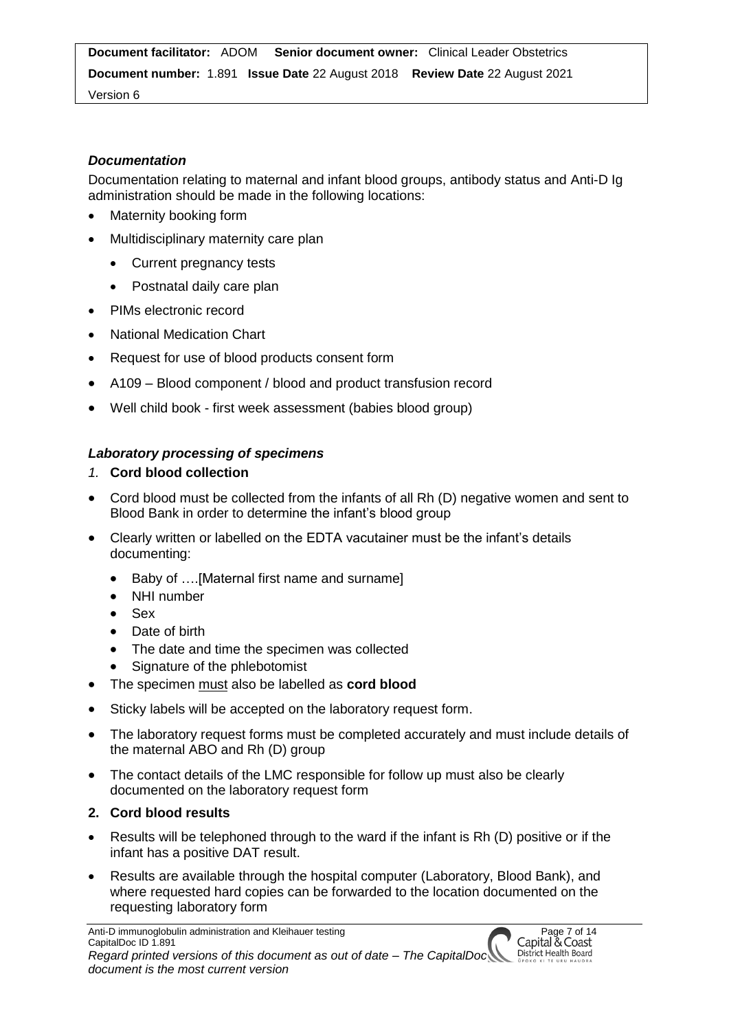### *Documentation*

Documentation relating to maternal and infant blood groups, antibody status and Anti-D Ig administration should be made in the following locations:

- Maternity booking form
- Multidisciplinary maternity care plan
  - Current pregnancy tests
  - Postnatal daily care plan
- PIMs electronic record
- National Medication Chart
- Request for use of blood products consent form
- A109 – Blood component / blood and product transfusion record
- Well child book - first week assessment (babies blood group)

### *Laboratory processing of specimens*

*1.* **Cord blood collection**

- Cord blood must be collected from the infants of all Rh (D) negative women and sent to Blood Bank in order to determine the infant's blood group
- Clearly written or labelled on the EDTA vacutainer must be the infant's details documenting:
  - Baby of ….[Maternal first name and surname]
  - NHI number
  - Sex
  - Date of birth
  - The date and time the specimen was collected
  - Signature of the phlebotomist
- The specimen must also be labelled as **cord blood**
- Sticky labels will be accepted on the laboratory request form.
- The laboratory request forms must be completed accurately and must include details of the maternal ABO and Rh (D) group
- The contact details of the LMC responsible for follow up must also be clearly documented on the laboratory request form

**2. Cord blood results**

- Results will be telephoned through to the ward if the infant is Rh (D) positive or if the infant has a positive DAT result.
- Results are available through the hospital computer (Laboratory, Blood Bank), and where requested hard copies can be forwarded to the location documented on the requesting laboratory form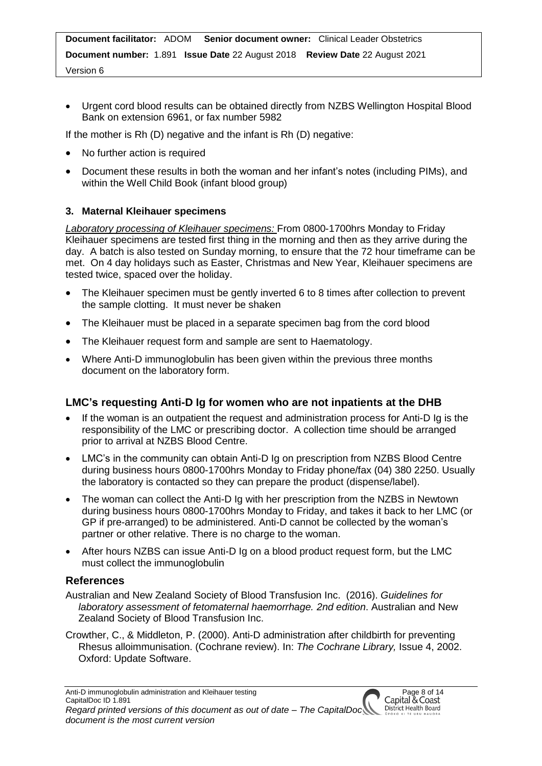- Urgent cord blood results can be obtained directly from NZBS Wellington Hospital Blood Bank on extension 6961, or fax number 5982

If the mother is Rh (D) negative and the infant is Rh (D) negative:

- No further action is required
- Document these results in both the woman and her infant's notes (including PIMs), and within the Well Child Book (infant blood group)

### 3. Maternal Kleihauer specimens

*Laboratory processing of Kleihauer specimens:* From 0800-1700hrs Monday to Friday Kleihauer specimens are tested first thing in the morning and then as they arrive during the day. A batch is also tested on Sunday morning, to ensure that the 72 hour timeframe can be met. On 4 day holidays such as Easter, Christmas and New Year, Kleihauer specimens are tested twice, spaced over the holiday.

- The Kleihauer specimen must be gently inverted 6 to 8 times after collection to prevent the sample clotting. It must never be shaken
- The Kleihauer must be placed in a separate specimen bag from the cord blood
- The Kleihauer request form and sample are sent to Haematology.
- Where Anti-D immunoglobulin has been given within the previous three months document on the laboratory form.

## LMC's requesting Anti-D Ig for women who are not inpatients at the DHB

- If the woman is an outpatient the request and administration process for Anti-D Ig is the responsibility of the LMC or prescribing doctor. A collection time should be arranged prior to arrival at NZBS Blood Centre.
- LMC's in the community can obtain Anti-D Ig on prescription from NZBS Blood Centre during business hours 0800-1700hrs Monday to Friday phone/fax (04) 380 2250. Usually the laboratory is contacted so they can prepare the product (dispense/label).
- The woman can collect the Anti-D Ig with her prescription from the NZBS in Newtown during business hours 0800-1700hrs Monday to Friday, and takes it back to her LMC (or GP if pre-arranged) to be administered. Anti-D cannot be collected by the woman's partner or other relative. There is no charge to the woman.
- After hours NZBS can issue Anti-D Ig on a blood product request form, but the LMC must collect the immunoglobulin

## References

Australian and New Zealand Society of Blood Transfusion Inc. (2016). *Guidelines for laboratory assessment of fetomaternal haemorrhage. 2nd edition*. Australian and New Zealand Society of Blood Transfusion Inc.

Crowther, C., & Middleton, P. (2000). Anti-D administration after childbirth for preventing Rhesus alloimmunisation. (Cochrane review). In: *The Cochrane Library,* Issue 4, 2002. Oxford: Update Software.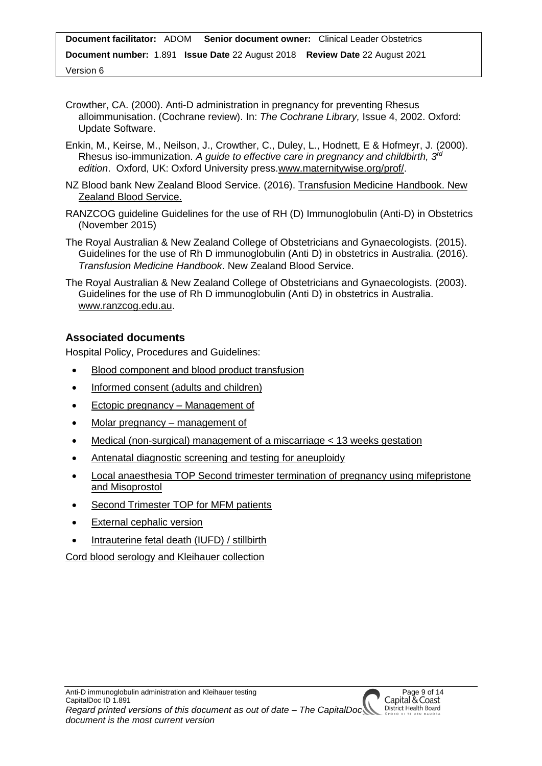Crowther, CA. (2000). Anti-D administration in pregnancy for preventing Rhesus alloimmunisation. (Cochrane review). In: *The Cochrane Library,* Issue 4, 2002. Oxford: Update Software.

Enkin, M., Keirse, M., Neilson, J., Crowther, C., Duley, L., Hodnett, E & Hofmeyr, J. (2000). Rhesus iso-immunization. *A guide to effective care in pregnancy and childbirth, 3rd edition*. Oxford, UK: Oxford University press.www.maternitywise.org/prof/.

NZ Blood bank New Zealand Blood Service. (2016). Transfusion Medicine Handbook. New Zealand Blood Service.

RANZCOG guideline Guidelines for the use of RH (D) Immunoglobulin (Anti-D) in Obstetrics (November 2015)

The Royal Australian & New Zealand College of Obstetricians and Gynaecologists. (2015). Guidelines for the use of Rh D immunoglobulin (Anti D) in obstetrics in Australia. (2016). *Transfusion Medicine Handbook*. New Zealand Blood Service.

The Royal Australian & New Zealand College of Obstetricians and Gynaecologists. (2003). Guidelines for the use of Rh D immunoglobulin (Anti D) in obstetrics in Australia. www.ranzcog.edu.au.

## Associated documents

Hospital Policy, Procedures and Guidelines:

- Blood component and blood product transfusion
- Informed consent (adults and children)
- Ectopic pregnancy – Management of
- Molar pregnancy – management of
- Medical (non-surgical) management of a miscarriage < 13 weeks gestation
- Antenatal diagnostic screening and testing for aneuploidy
- Local anaesthesia TOP Second trimester termination of pregnancy using mifepristone and Misoprostol
- Second Trimester TOP for MFM patients
- External cephalic version
- Intrauterine fetal death (IUFD) / stillbirth

Cord blood serology and Kleihauer collection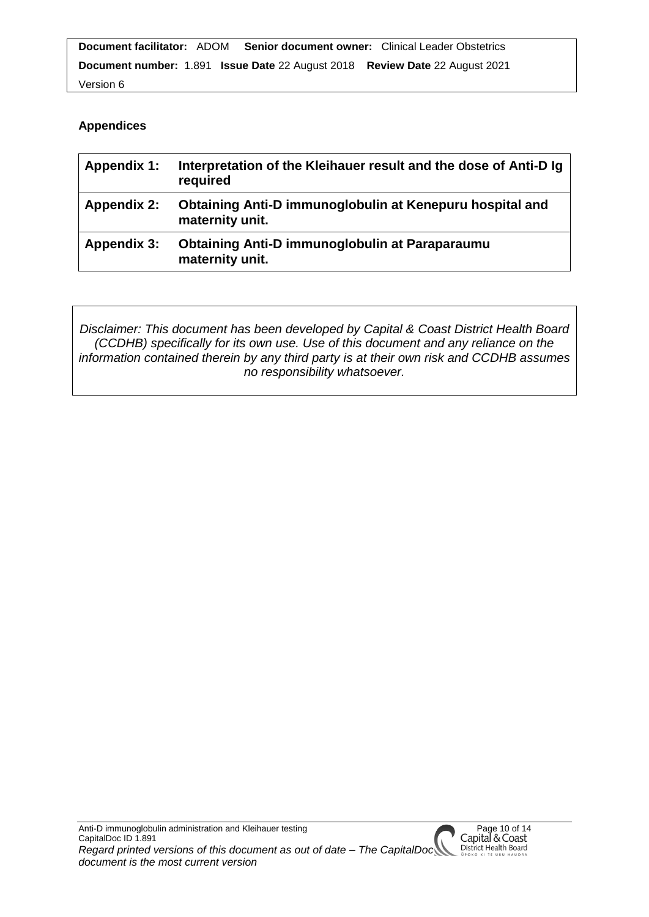**Document facilitator:** ADOM **Senior document owner:** Clinical Leader Obstetrics
**Document number:** 1.891 **Issue Date** 22 August 2018 **Review Date** 22 August 2021
Version 6

## Appendices

| | |
|---|---|
| **Appendix 1:** | **Interpretation of the Kleihauer result and the dose of Anti-D Ig required** |
| **Appendix 2:** | **Obtaining Anti-D immunoglobulin at Kenepuru hospital and maternity unit.** |
| **Appendix 3:** | **Obtaining Anti-D immunoglobulin at Paraparaumu maternity unit.** |

*Disclaimer: This document has been developed by Capital & Coast District Health Board (CCDHB) specifically for its own use. Use of this document and any reliance on the information contained therein by any third party is at their own risk and CCDHB assumes no responsibility whatsoever.*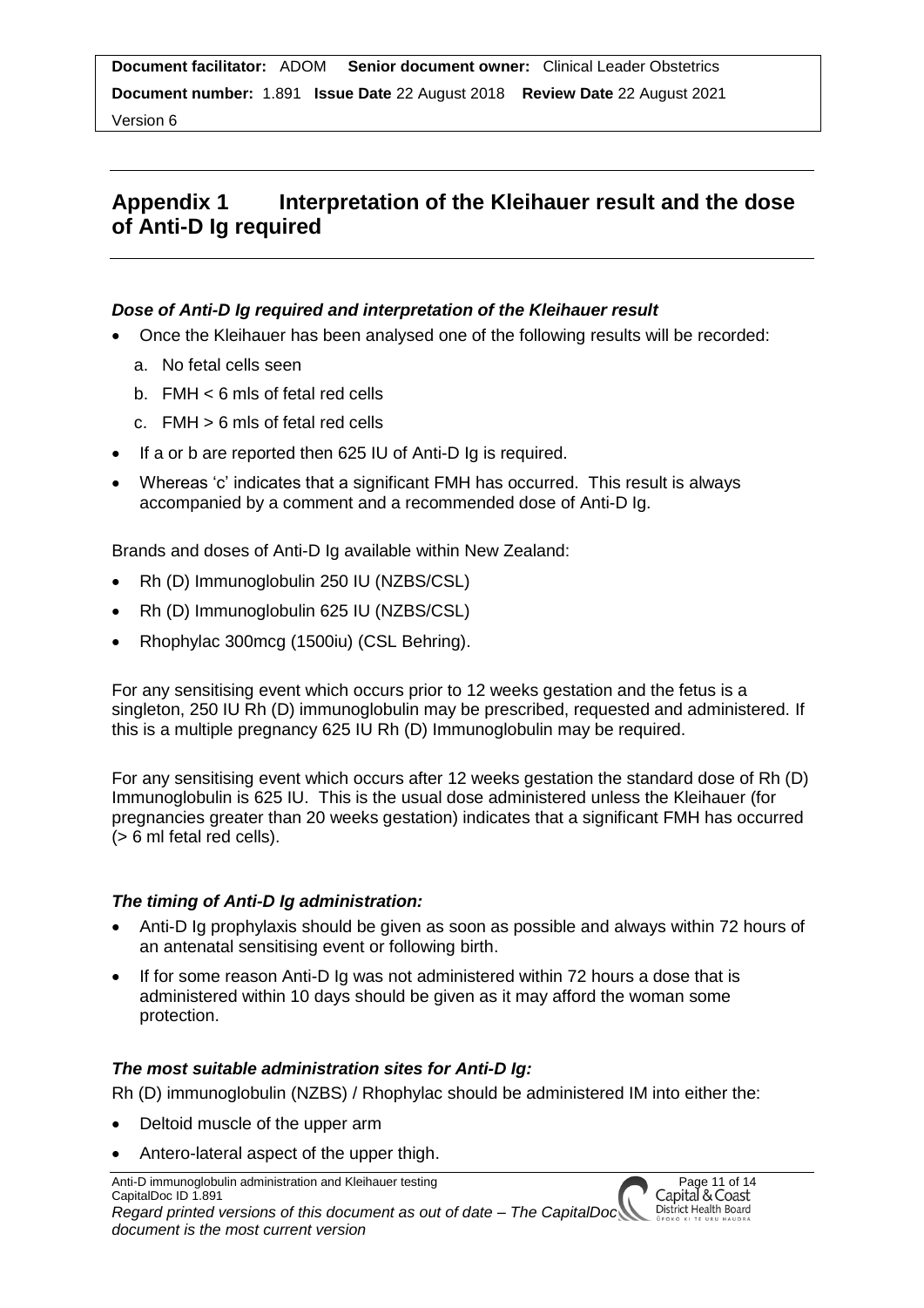## Appendix 1 Interpretation of the Kleihauer result and the dose of Anti-D Ig required

### *Dose of Anti-D Ig required and interpretation of the Kleihauer result*

- Once the Kleihauer has been analysed one of the following results will be recorded:
  a. No fetal cells seen
  b. FMH < 6 mls of fetal red cells
  c. FMH > 6 mls of fetal red cells
- If a or b are reported then 625 IU of Anti-D Ig is required.
- Whereas 'c' indicates that a significant FMH has occurred. This result is always accompanied by a comment and a recommended dose of Anti-D Ig.

Brands and doses of Anti-D Ig available within New Zealand:

- Rh (D) Immunoglobulin 250 IU (NZBS/CSL)
- Rh (D) Immunoglobulin 625 IU (NZBS/CSL)
- Rhophylac 300mcg (1500iu) (CSL Behring).

For any sensitising event which occurs prior to 12 weeks gestation and the fetus is a singleton, 250 IU Rh (D) immunoglobulin may be prescribed, requested and administered. If this is a multiple pregnancy 625 IU Rh (D) Immunoglobulin may be required.

For any sensitising event which occurs after 12 weeks gestation the standard dose of Rh (D) Immunoglobulin is 625 IU. This is the usual dose administered unless the Kleihauer (for pregnancies greater than 20 weeks gestation) indicates that a significant FMH has occurred (> 6 ml fetal red cells).

### *The timing of Anti-D Ig administration:*

- Anti-D Ig prophylaxis should be given as soon as possible and always within 72 hours of an antenatal sensitising event or following birth.
- If for some reason Anti-D Ig was not administered within 72 hours a dose that is administered within 10 days should be given as it may afford the woman some protection.

### *The most suitable administration sites for Anti-D Ig:*

Rh (D) immunoglobulin (NZBS) / Rhophylac should be administered IM into either the:

- Deltoid muscle of the upper arm
- Antero-lateral aspect of the upper thigh.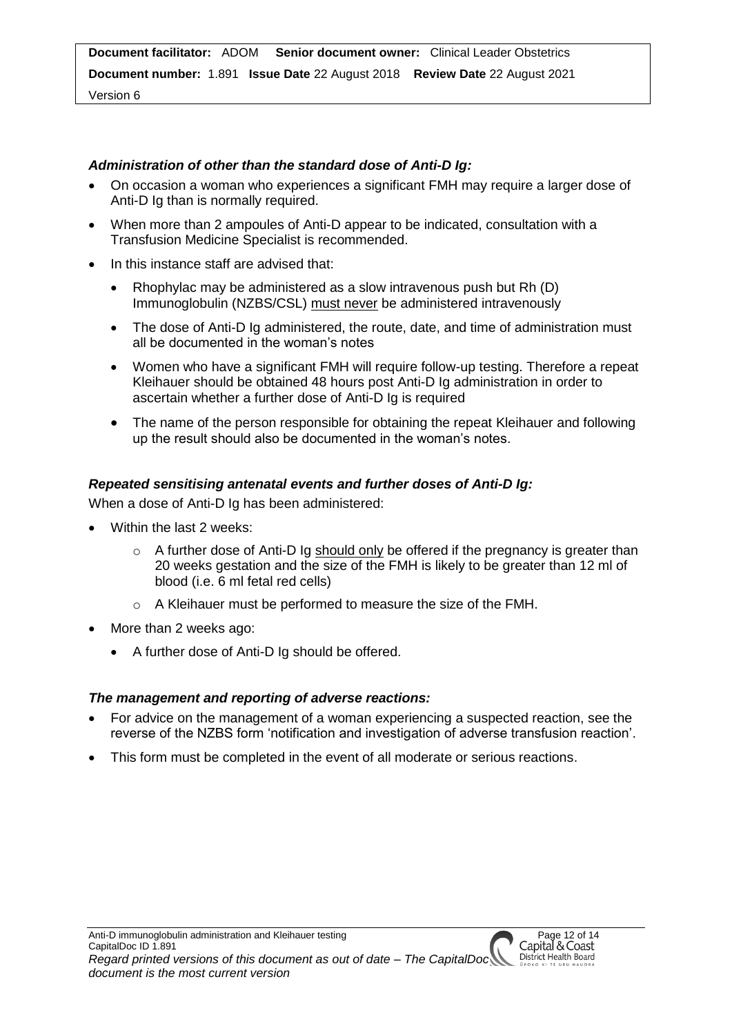### *Administration of other than the standard dose of Anti-D Ig:*

- On occasion a woman who experiences a significant FMH may require a larger dose of Anti-D Ig than is normally required.
- When more than 2 ampoules of Anti-D appear to be indicated, consultation with a Transfusion Medicine Specialist is recommended.
- In this instance staff are advised that:
  - Rhophylac may be administered as a slow intravenous push but Rh (D) Immunoglobulin (NZBS/CSL) <u>must never</u> be administered intravenously
  - The dose of Anti-D Ig administered, the route, date, and time of administration must all be documented in the woman's notes
  - Women who have a significant FMH will require follow-up testing. Therefore a repeat Kleihauer should be obtained 48 hours post Anti-D Ig administration in order to ascertain whether a further dose of Anti-D Ig is required
  - The name of the person responsible for obtaining the repeat Kleihauer and following up the result should also be documented in the woman's notes.

### *Repeated sensitising antenatal events and further doses of Anti-D Ig:*

When a dose of Anti-D Ig has been administered:

- Within the last 2 weeks:
  - A further dose of Anti-D Ig <u>should only</u> be offered if the pregnancy is greater than 20 weeks gestation and the size of the FMH is likely to be greater than 12 ml of blood (i.e. 6 ml fetal red cells)
  - A Kleihauer must be performed to measure the size of the FMH.
- More than 2 weeks ago:
  - A further dose of Anti-D Ig should be offered.

### *The management and reporting of adverse reactions:*

- For advice on the management of a woman experiencing a suspected reaction, see the reverse of the NZBS form 'notification and investigation of adverse transfusion reaction'.
- This form must be completed in the event of all moderate or serious reactions.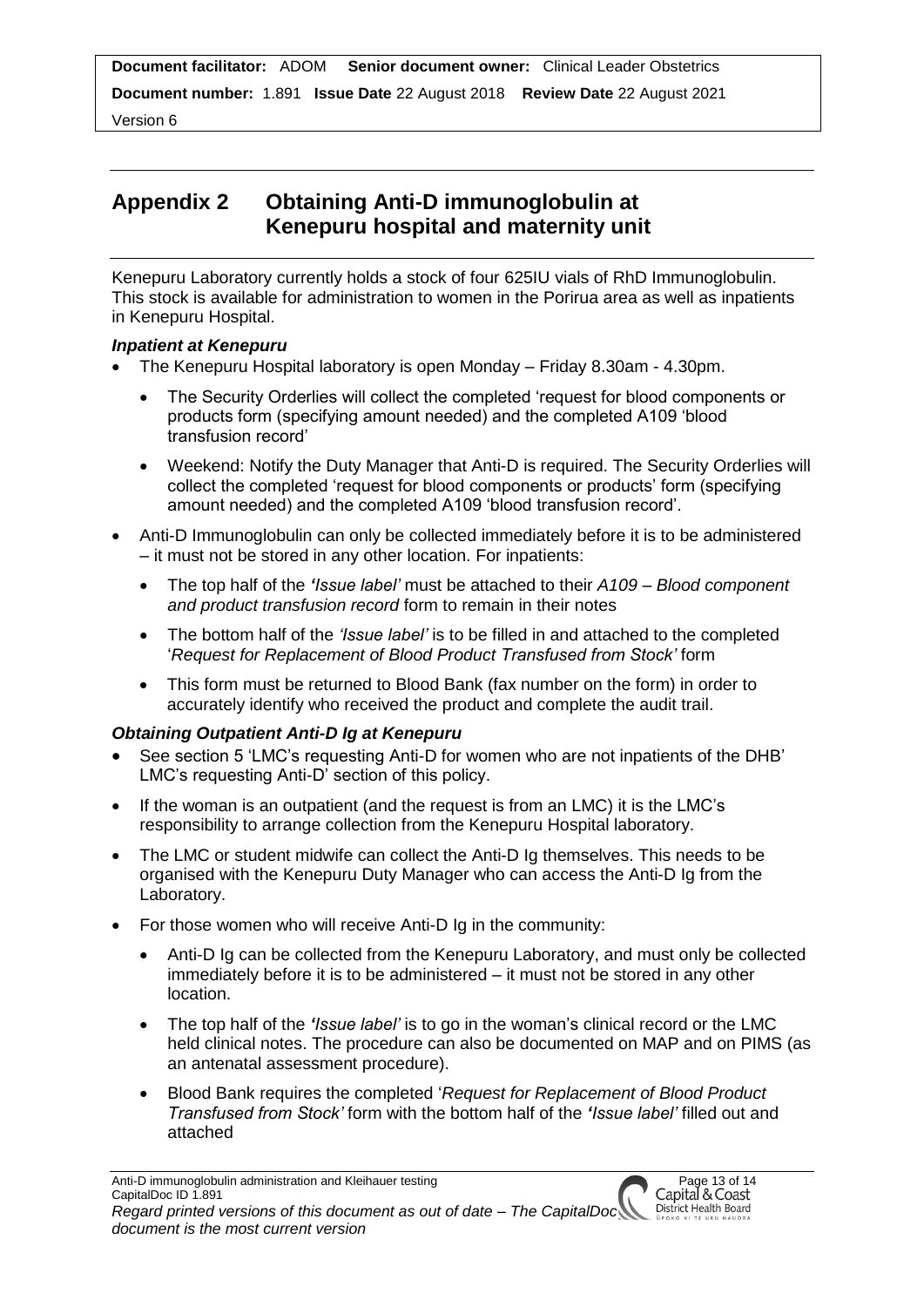## Appendix 2 Obtaining Anti-D immunoglobulin at Kenepuru hospital and maternity unit

Kenepuru Laboratory currently holds a stock of four 625IU vials of RhD Immunoglobulin. This stock is available for administration to women in the Porirua area as well as inpatients in Kenepuru Hospital.

### *Inpatient at Kenepuru*

- The Kenepuru Hospital laboratory is open Monday – Friday 8.30am - 4.30pm.
  - The Security Orderlies will collect the completed 'request for blood components or products form (specifying amount needed) and the completed A109 'blood transfusion record'
  - Weekend: Notify the Duty Manager that Anti-D is required. The Security Orderlies will collect the completed 'request for blood components or products' form (specifying amount needed) and the completed A109 'blood transfusion record'.
- Anti-D Immunoglobulin can only be collected immediately before it is to be administered – it must not be stored in any other location. For inpatients:
  - The top half of the ***'Issue label'*** must be attached to their *A109 – Blood component and product transfusion record* form to remain in their notes
  - The bottom half of the *'Issue label'* is to be filled in and attached to the completed '*Request for Replacement of Blood Product Transfused from Stock'* form
  - This form must be returned to Blood Bank (fax number on the form) in order to accurately identify who received the product and complete the audit trail.

### *Obtaining Outpatient Anti-D Ig at Kenepuru*

- See section 5 'LMC's requesting Anti-D for women who are not inpatients of the DHB' LMC's requesting Anti-D' section of this policy.
- If the woman is an outpatient (and the request is from an LMC) it is the LMC's responsibility to arrange collection from the Kenepuru Hospital laboratory.
- The LMC or student midwife can collect the Anti-D Ig themselves. This needs to be organised with the Kenepuru Duty Manager who can access the Anti-D Ig from the Laboratory.
- For those women who will receive Anti-D Ig in the community:
  - Anti-D Ig can be collected from the Kenepuru Laboratory, and must only be collected immediately before it is to be administered – it must not be stored in any other location.
  - The top half of the ***'Issue label'*** is to go in the woman's clinical record or the LMC held clinical notes. The procedure can also be documented on MAP and on PIMS (as an antenatal assessment procedure).
  - Blood Bank requires the completed '*Request for Replacement of Blood Product Transfused from Stock'* form with the bottom half of the ***'Issue label'*** filled out and attached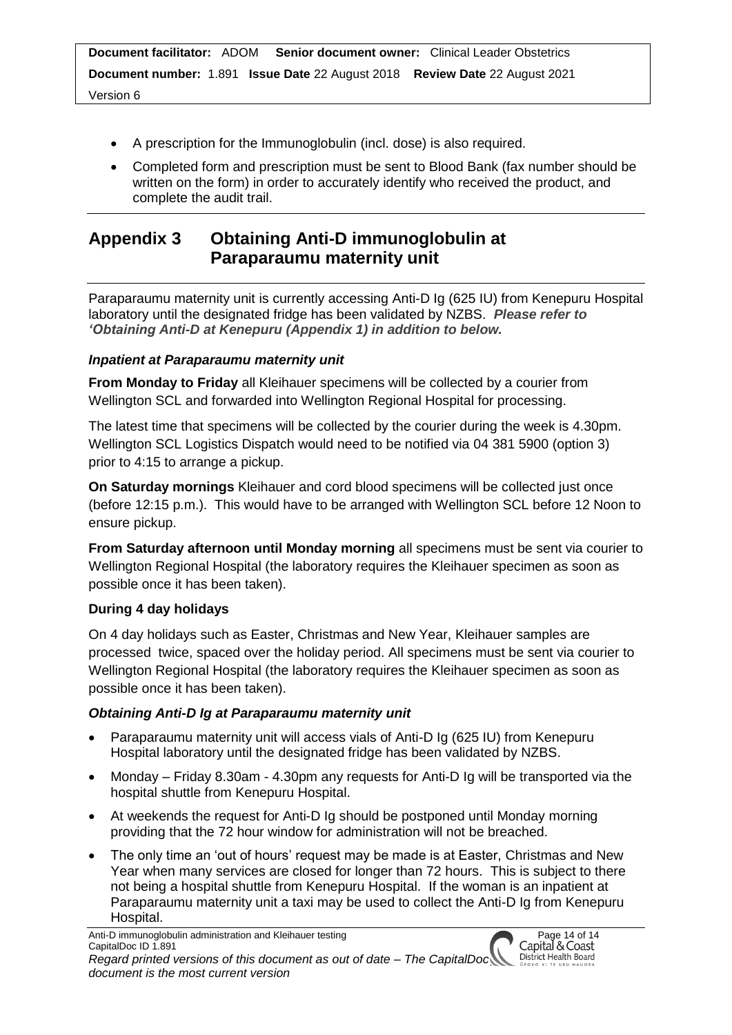- A prescription for the Immunoglobulin (incl. dose) is also required.
- Completed form and prescription must be sent to Blood Bank (fax number should be written on the form) in order to accurately identify who received the product, and complete the audit trail.

## Appendix 3 Obtaining Anti-D immunoglobulin at Paraparaumu maternity unit

Paraparaumu maternity unit is currently accessing Anti-D Ig (625 IU) from Kenepuru Hospital laboratory until the designated fridge has been validated by NZBS. ***Please refer to 'Obtaining Anti-D at Kenepuru (Appendix 1) in addition to below.***

### *Inpatient at Paraparaumu maternity unit*

**From Monday to Friday** all Kleihauer specimens will be collected by a courier from Wellington SCL and forwarded into Wellington Regional Hospital for processing.

The latest time that specimens will be collected by the courier during the week is 4.30pm. Wellington SCL Logistics Dispatch would need to be notified via 04 381 5900 (option 3) prior to 4:15 to arrange a pickup.

**On Saturday mornings** Kleihauer and cord blood specimens will be collected just once (before 12:15 p.m.). This would have to be arranged with Wellington SCL before 12 Noon to ensure pickup.

**From Saturday afternoon until Monday morning** all specimens must be sent via courier to Wellington Regional Hospital (the laboratory requires the Kleihauer specimen as soon as possible once it has been taken).

### During 4 day holidays

On 4 day holidays such as Easter, Christmas and New Year, Kleihauer samples are processed twice, spaced over the holiday period. All specimens must be sent via courier to Wellington Regional Hospital (the laboratory requires the Kleihauer specimen as soon as possible once it has been taken).

### *Obtaining Anti-D Ig at Paraparaumu maternity unit*

- Paraparaumu maternity unit will access vials of Anti-D Ig (625 IU) from Kenepuru Hospital laboratory until the designated fridge has been validated by NZBS.
- Monday – Friday 8.30am - 4.30pm any requests for Anti-D Ig will be transported via the hospital shuttle from Kenepuru Hospital.
- At weekends the request for Anti-D Ig should be postponed until Monday morning providing that the 72 hour window for administration will not be breached.
- The only time an 'out of hours' request may be made is at Easter, Christmas and New Year when many services are closed for longer than 72 hours. This is subject to there not being a hospital shuttle from Kenepuru Hospital. If the woman is an inpatient at Paraparaumu maternity unit a taxi may be used to collect the Anti-D Ig from Kenepuru Hospital.